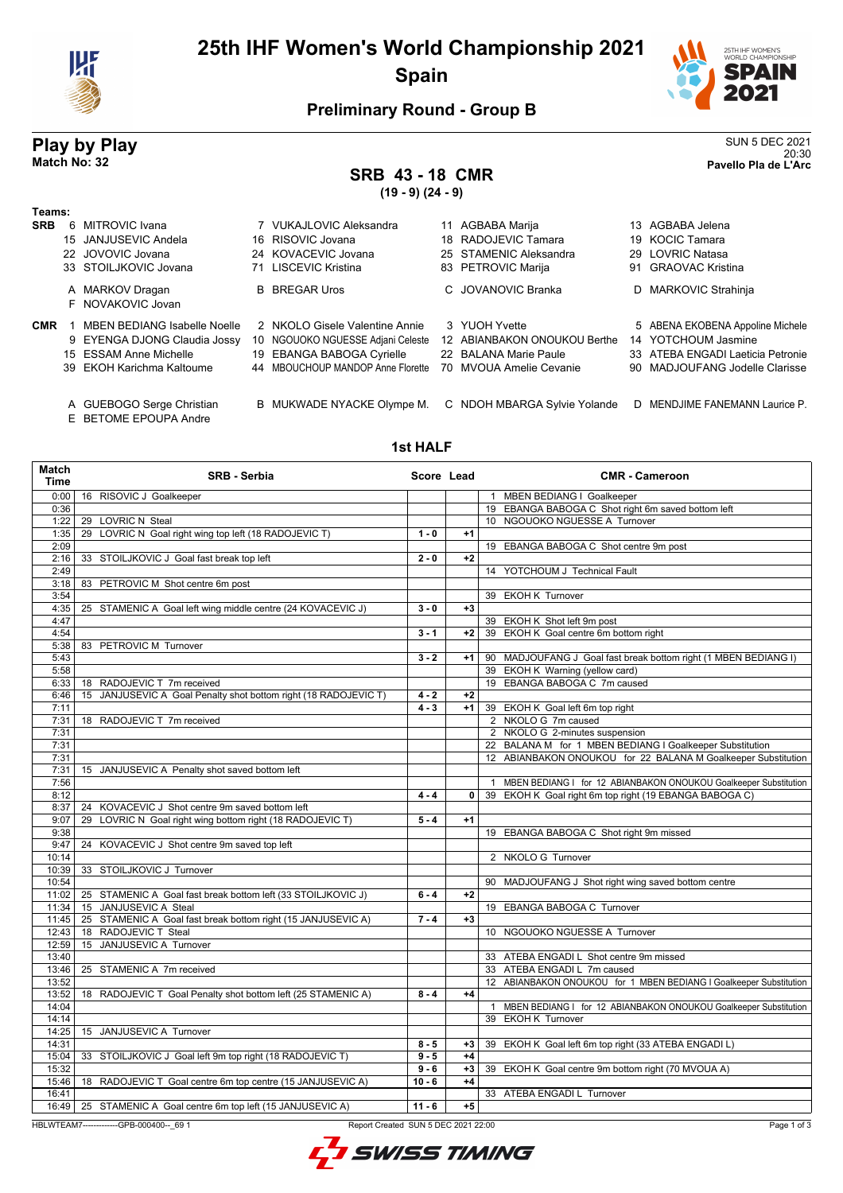# 25th IHF Women's World Championship 2021

## Spain

### Preliminary Round - Group B

## Play by Play

**Match No: 32**

SUN 5 DEC 2021
20:30
**Pavello Pla de L'Arc**

## SRB 43 - 18 CMR

**(19 - 9) (24 - 9)**

**Teams:**

**SRB**
- 6 MITROVIC Ivana
- 7 VUKAJLOVIC Aleksandra
- 11 AGBABA Marija
- 13 AGBABA Jelena
- 15 JANJUSEVIC Andela
- 16 RISOVIC Jovana
- 18 RADOJEVIC Tamara
- 19 KOCIC Tamara
- 22 JOVOVIC Jovana
- 24 KOVACEVIC Jovana
- 25 STAMENIC Aleksandra
- 29 LOVRIC Natasa
- 33 STOILJKOVIC Jovana
- 71 LISCEVIC Kristina
- 83 PETROVIC Marija
- 91 GRAOVAC Kristina
- A MARKOV Dragan
- B BREGAR Uros
- C JOVANOVIC Branka
- D MARKOVIC Strahinja
- F NOVAKOVIC Jovan

**CMR**
- 1 MBEN BEDIANG Isabelle Noelle
- 2 NKOLO Gisele Valentine Annie
- 3 YUOH Yvette
- 5 ABENA EKOBENA Appoline Michele
- 9 EYENGA DJONG Claudia Jossy
- 10 NGOUOKO NGUESSE Adjani Celeste
- 12 ABIANBAKON ONOUKOU Berthe
- 14 YOTCHOUM Jasmine
- 15 ESSAM Anne Michelle
- 19 EBANGA BABOGA Cyrielle
- 22 BALANA Marie Paule
- 33 ATEBA ENGADI Laeticia Petronie
- 39 EKOH Karichma Kaltoume
- 44 MBOUCHOUP MANDOP Anne Florette
- 70 MVOUA Amelie Cevanie
- 90 MADJOUFANG Jodelle Clarisse
- A GUEBOGO Serge Christian
- B MUKWADE NYACKE Olympe M.
- C NDOH MBARGA Sylvie Yolande
- D MENDJIME FANEMANN Laurice P.
- E BETOME EPOUPA Andre

### 1st HALF

| Match Time | SRB - Serbia | Score | Lead | CMR - Cameroon |
|---|---|---|---|---|
| 0:00 | 16 RISOVIC J Goalkeeper | | | 1 MBEN BEDIANG I Goalkeeper |
| 0:36 | | | | 19 EBANGA BABOGA C Shot right 6m saved bottom left |
| 1:22 | 29 LOVRIC N Steal | | | 10 NGOUOKO NGUESSE A Turnover |
| 1:35 | 29 LOVRIC N Goal right wing top left (18 RADOJEVIC T) | 1 - 0 | +1 | |
| 2:09 | | | | 19 EBANGA BABOGA C Shot centre 9m post |
| 2:16 | 33 STOILJKOVIC J Goal fast break top left | 2 - 0 | +2 | |
| 2:49 | | | | 14 YOTCHOUM J Technical Fault |
| 3:18 | 83 PETROVIC M Shot centre 6m post | | | |
| 3:54 | | | | 39 EKOH K Turnover |
| 4:35 | 25 STAMENIC A Goal left wing middle centre (24 KOVACEVIC J) | 3 - 0 | +3 | |
| 4:47 | | | | 39 EKOH K Shot left 9m post |
| 4:54 | | 3 - 1 | +2 | 39 EKOH K Goal centre 6m bottom right |
| 5:38 | 83 PETROVIC M Turnover | | | |
| 5:43 | | 3 - 2 | +1 | 90 MADJOUFANG J Goal fast break bottom right (1 MBEN BEDIANG I) |
| 5:58 | | | | 39 EKOH K Warning (yellow card) |
| 6:33 | 18 RADOJEVIC T 7m received | | | 19 EBANGA BABOGA C 7m caused |
| 6:46 | 15 JANJUSEVIC A Goal Penalty shot bottom right (18 RADOJEVIC T) | 4 - 2 | +2 | |
| 7:11 | | 4 - 3 | +1 | 39 EKOH K Goal left 6m top right |
| 7:31 | 18 RADOJEVIC T 7m received | | | 2 NKOLO G 7m caused |
| 7:31 | | | | 2 NKOLO G 2-minutes suspension |
| 7:31 | | | | 22 BALANA M for 1 MBEN BEDIANG I Goalkeeper Substitution |
| 7:31 | | | | 12 ABIANBAKON ONOUKOU for 22 BALANA M Goalkeeper Substitution |
| 7:31 | 15 JANJUSEVIC A Penalty shot saved bottom left | | | |
| 7:56 | | | | 1 MBEN BEDIANG I for 12 ABIANBAKON ONOUKOU Goalkeeper Substitution |
| 8:12 | | 4 - 4 | 0 | 39 EKOH K Goal right 6m top right (19 EBANGA BABOGA C) |
| 8:37 | 24 KOVACEVIC J Shot centre 9m saved bottom left | | | |
| 9:07 | 29 LOVRIC N Goal right wing bottom right (18 RADOJEVIC T) | 5 - 4 | +1 | |
| 9:38 | | | | 19 EBANGA BABOGA C Shot right 9m missed |
| 9:47 | 24 KOVACEVIC J Shot centre 9m saved top left | | | |
| 10:14 | | | | 2 NKOLO G Turnover |
| 10:39 | 33 STOILJKOVIC J Turnover | | | |
| 10:54 | | | | 90 MADJOUFANG J Shot right wing saved bottom centre |
| 11:02 | 25 STAMENIC A Goal fast break bottom left (33 STOILJKOVIC J) | 6 - 4 | +2 | |
| 11:34 | 15 JANJUSEVIC A Steal | | | 19 EBANGA BABOGA C Turnover |
| 11:45 | 25 STAMENIC A Goal fast break bottom right (15 JANJUSEVIC A) | 7 - 4 | +3 | |
| 12:43 | 18 RADOJEVIC T Steal | | | 10 NGOUOKO NGUESSE A Turnover |
| 12:59 | 15 JANJUSEVIC A Turnover | | | |
| 13:40 | | | | 33 ATEBA ENGADI L Shot centre 9m missed |
| 13:46 | 25 STAMENIC A 7m received | | | 33 ATEBA ENGADI L 7m caused |
| 13:52 | | | | 12 ABIANBAKON ONOUKOU for 1 MBEN BEDIANG I Goalkeeper Substitution |
| 13:52 | 18 RADOJEVIC T Goal Penalty shot bottom left (25 STAMENIC A) | 8 - 4 | +4 | |
| 14:04 | | | | 1 MBEN BEDIANG I for 12 ABIANBAKON ONOUKOU Goalkeeper Substitution |
| 14:14 | | | | 39 EKOH K Turnover |
| 14:25 | 15 JANJUSEVIC A Turnover | | | |
| 14:31 | | 8 - 5 | +3 | 39 EKOH K Goal left 6m top right (33 ATEBA ENGADI L) |
| 15:04 | 33 STOILJKOVIC J Goal left 9m top right (18 RADOJEVIC T) | 9 - 5 | +4 | |
| 15:32 | | 9 - 6 | +3 | 39 EKOH K Goal centre 9m bottom right (70 MVOUA A) |
| 15:46 | 18 RADOJEVIC T Goal centre 6m top centre (15 JANJUSEVIC A) | 10 - 6 | +4 | |
| 16:41 | | | | 33 ATEBA ENGADI L Turnover |
| 16:49 | 25 STAMENIC A Goal centre 6m top left (15 JANJUSEVIC A) | 11 - 6 | +5 | |

HBLWTEAM7-------------GPB-000400--_69 1 Report Created SUN 5 DEC 2021 22:00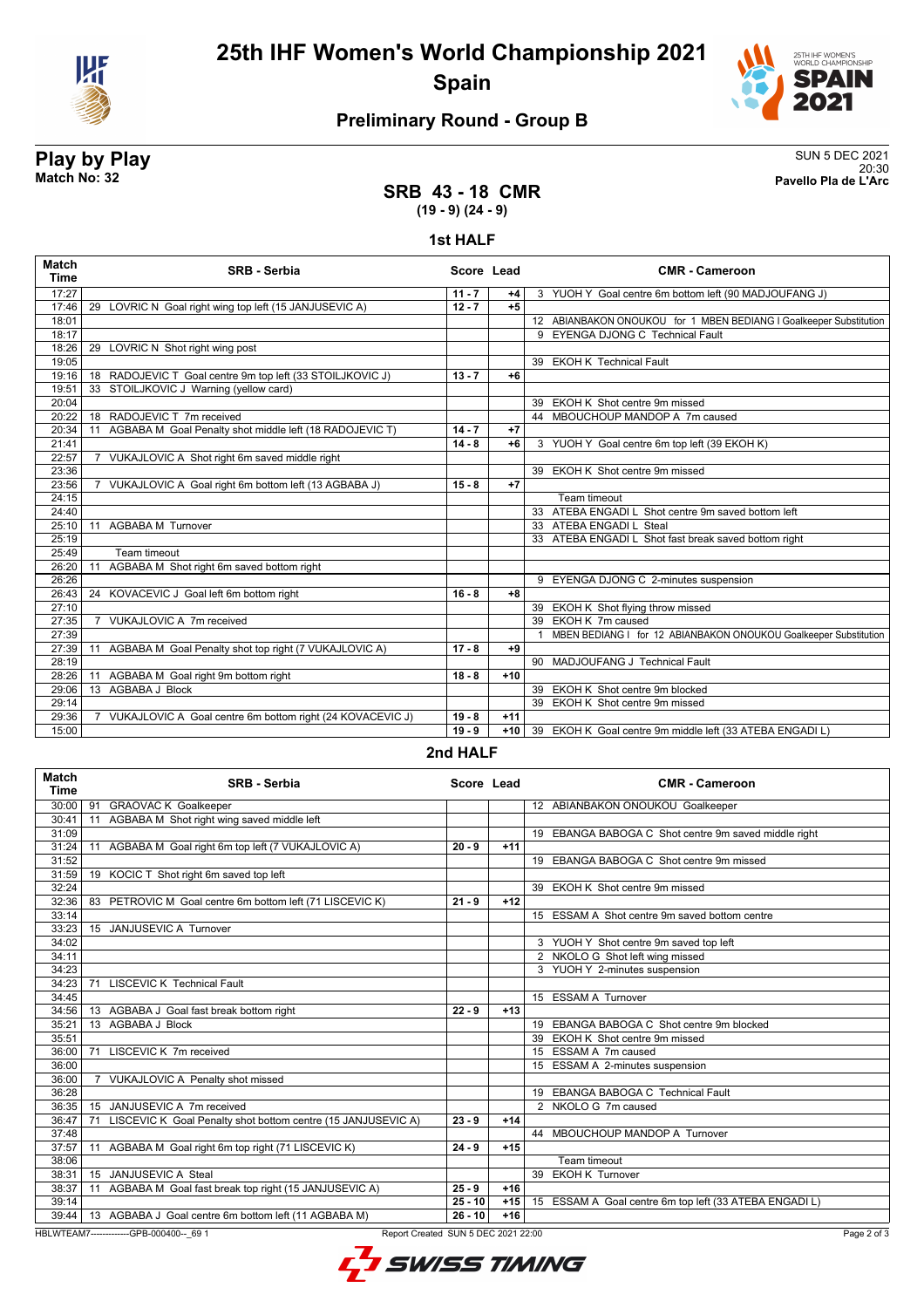# 25th IHF Women's World Championship 2021

## Spain

### Preliminary Round - Group B

**Play by Play**
**Match No: 32**

SUN 5 DEC 2021
20:30
**Pavello Pla de L'Arc**

## SRB 43 - 18 CMR
**(19 - 9) (24 - 9)**

### 1st HALF

| Match Time | SRB - Serbia | Score | Lead | CMR - Cameroon |
|---|---|---|---|---|
| 17:27 | | 11 - 7 | +4 | 3 YUOH Y Goal centre 6m bottom left (90 MADJOUFANG J) |
| 17:46 | 29 LOVRIC N Goal right wing top left (15 JANJUSEVIC A) | 12 - 7 | +5 | |
| 18:01 | | | | 12 ABIANBAKON ONOUKOU for 1 MBEN BEDIANG I Goalkeeper Substitution |
| 18:17 | | | | 9 EYENGA DJONG C Technical Fault |
| 18:26 | 29 LOVRIC N Shot right wing post | | | |
| 19:05 | | | | 39 EKOH K Technical Fault |
| 19:16 | 18 RADOJEVIC T Goal centre 9m top left (33 STOILJKOVIC J) | 13 - 7 | +6 | |
| 19:51 | 33 STOILJKOVIC J Warning (yellow card) | | | |
| 20:04 | | | | 39 EKOH K Shot centre 9m missed |
| 20:22 | 18 RADOJEVIC T 7m received | | | 44 MBOUCHOUP MANDOP A 7m caused |
| 20:34 | 11 AGBABA M Goal Penalty shot middle left (18 RADOJEVIC T) | 14 - 7 | +7 | |
| 21:41 | | 14 - 8 | +6 | 3 YUOH Y Goal centre 6m top left (39 EKOH K) |
| 22:57 | 7 VUKAJLOVIC A Shot right 6m saved middle right | | | |
| 23:36 | | | | 39 EKOH K Shot centre 9m missed |
| 23:56 | 7 VUKAJLOVIC A Goal right 6m bottom left (13 AGBABA J) | 15 - 8 | +7 | |
| 24:15 | | | | Team timeout |
| 24:40 | | | | 33 ATEBA ENGADI L Shot centre 9m saved bottom left |
| 25:10 | 11 AGBABA M Turnover | | | 33 ATEBA ENGADI L Steal |
| 25:19 | | | | 33 ATEBA ENGADI L Shot fast break saved bottom right |
| 25:49 | Team timeout | | | |
| 26:20 | 11 AGBABA M Shot right 6m saved bottom right | | | |
| 26:26 | | | | 9 EYENGA DJONG C 2-minutes suspension |
| 26:43 | 24 KOVACEVIC J Goal left 6m bottom right | 16 - 8 | +8 | |
| 27:10 | | | | 39 EKOH K Shot flying throw missed |
| 27:35 | 7 VUKAJLOVIC A 7m received | | | 39 EKOH K 7m caused |
| 27:39 | | | | 1 MBEN BEDIANG I for 12 ABIANBAKON ONOUKOU Goalkeeper Substitution |
| 27:39 | 11 AGBABA M Goal Penalty shot top right (7 VUKAJLOVIC A) | 17 - 8 | +9 | |
| 28:19 | | | | 90 MADJOUFANG J Technical Fault |
| 28:26 | 11 AGBABA M Goal right 9m bottom right | 18 - 8 | +10 | |
| 29:06 | 13 AGBABA J Block | | | 39 EKOH K Shot centre 9m blocked |
| 29:14 | | | | 39 EKOH K Shot centre 9m missed |
| 29:36 | 7 VUKAJLOVIC A Goal centre 6m bottom right (24 KOVACEVIC J) | 19 - 8 | +11 | |
| 15:00 | | 19 - 9 | +10 | 39 EKOH K Goal centre 9m middle left (33 ATEBA ENGADI L) |

### 2nd HALF

| Match Time | SRB - Serbia | Score | Lead | CMR - Cameroon |
|---|---|---|---|---|
| 30:00 | 91 GRAOVAC K Goalkeeper | | | 12 ABIANBAKON ONOUKOU Goalkeeper |
| 30:41 | 11 AGBABA M Shot right wing saved middle left | | | |
| 31:09 | | | | 19 EBANGA BABOGA C Shot centre 9m saved middle right |
| 31:24 | 11 AGBABA M Goal right 6m top left (7 VUKAJLOVIC A) | 20 - 9 | +11 | |
| 31:52 | | | | 19 EBANGA BABOGA C Shot centre 9m missed |
| 31:59 | 19 KOCIC T Shot right 6m saved top left | | | |
| 32:24 | | | | 39 EKOH K Shot centre 9m missed |
| 32:36 | 83 PETROVIC M Goal centre 6m bottom left (71 LISCEVIC K) | 21 - 9 | +12 | |
| 33:14 | | | | 15 ESSAM A Shot centre 9m saved bottom centre |
| 33:23 | 15 JANJUSEVIC A Turnover | | | |
| 34:02 | | | | 3 YUOH Y Shot centre 9m saved top left |
| 34:11 | | | | 2 NKOLO G Shot left wing missed |
| 34:23 | | | | 3 YUOH Y 2-minutes suspension |
| 34:23 | 71 LISCEVIC K Technical Fault | | | |
| 34:45 | | | | 15 ESSAM A Turnover |
| 34:56 | 13 AGBABA J Goal fast break bottom right | 22 - 9 | +13 | |
| 35:21 | 13 AGBABA J Block | | | 19 EBANGA BABOGA C Shot centre 9m blocked |
| 35:51 | | | | 39 EKOH K Shot centre 9m missed |
| 36:00 | 71 LISCEVIC K 7m received | | | 15 ESSAM A 7m caused |
| 36:00 | | | | 15 ESSAM A 2-minutes suspension |
| 36:00 | 7 VUKAJLOVIC A Penalty shot missed | | | |
| 36:28 | | | | 19 EBANGA BABOGA C Technical Fault |
| 36:35 | 15 JANJUSEVIC A 7m received | | | 2 NKOLO G 7m caused |
| 36:47 | 71 LISCEVIC K Goal Penalty shot bottom centre (15 JANJUSEVIC A) | 23 - 9 | +14 | |
| 37:48 | | | | 44 MBOUCHOUP MANDOP A Turnover |
| 37:57 | 11 AGBABA M Goal right 6m top right (71 LISCEVIC K) | 24 - 9 | +15 | |
| 38:06 | | | | Team timeout |
| 38:31 | 15 JANJUSEVIC A Steal | | | 39 EKOH K Turnover |
| 38:37 | 11 AGBABA M Goal fast break top right (15 JANJUSEVIC A) | 25 - 9 | +16 | |
| 39:14 | | 25 - 10 | +15 | 15 ESSAM A Goal centre 6m top left (33 ATEBA ENGADI L) |
| 39:44 | 13 AGBABA J Goal centre 6m bottom left (11 AGBABA M) | 26 - 10 | +16 | |

HBLWTEAM7-------------GPB-000400--_69 1 Report Created SUN 5 DEC 2021 22:00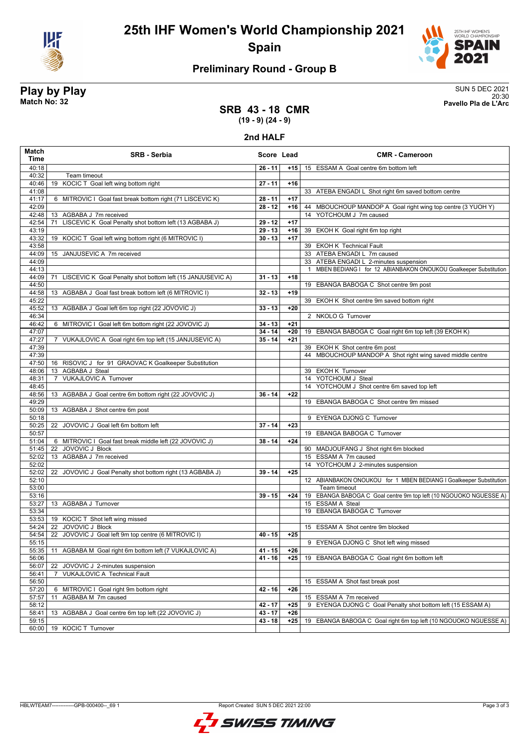# 25th IHF Women's World Championship 2021

## Spain

### Preliminary Round - Group B

**Play by Play**
**Match No: 32**

SUN 5 DEC 2021
20:30
**Pavello Pla de L'Arc**

## SRB 43 - 18 CMR

**(19 - 9) (24 - 9)**

### 2nd HALF

| Match Time | SRB - Serbia | Score | Lead | CMR - Cameroon |
|---|---|---|---|---|
| 40:18 | | 26 - 11 | +15 | 15 ESSAM A Goal centre 6m bottom left |
| 40:32 | Team timeout | | | |
| 40:46 | 19 KOCIC T Goal left wing bottom right | 27 - 11 | +16 | |
| 41:08 | | | | 33 ATEBA ENGADI L Shot right 6m saved bottom centre |
| 41:17 | 6 MITROVIC I Goal fast break bottom right (71 LISCEVIC K) | 28 - 11 | +17 | |
| 42:09 | | 28 - 12 | +16 | 44 MBOUCHOUP MANDOP A Goal right wing top centre (3 YUOH Y) |
| 42:48 | 13 AGBABA J 7m received | | | 14 YOTCHOUM J 7m caused |
| 42:54 | 71 LISCEVIC K Goal Penalty shot bottom left (13 AGBABA J) | 29 - 12 | +17 | |
| 43:19 | | 29 - 13 | +16 | 39 EKOH K Goal right 6m top right |
| 43:32 | 19 KOCIC T Goal left wing bottom right (6 MITROVIC I) | 30 - 13 | +17 | |
| 43:58 | | | | 39 EKOH K Technical Fault |
| 44:09 | 15 JANJUSEVIC A 7m received | | | 33 ATEBA ENGADI L 7m caused |
| 44:09 | | | | 33 ATEBA ENGADI L 2-minutes suspension |
| 44:13 | | | | 1 MBEN BEDIANG I for 12 ABIANBAKON ONOUKOU Goalkeeper Substitution |
| 44:09 | 71 LISCEVIC K Goal Penalty shot bottom left (15 JANJUSEVIC A) | 31 - 13 | +18 | |
| 44:50 | | | | 19 EBANGA BABOGA C Shot centre 9m post |
| 44:58 | 13 AGBABA J Goal fast break bottom left (6 MITROVIC I) | 32 - 13 | +19 | |
| 45:22 | | | | 39 EKOH K Shot centre 9m saved bottom right |
| 45:52 | 13 AGBABA J Goal left 6m top right (22 JOVOVIC J) | 33 - 13 | +20 | |
| 46:34 | | | | 2 NKOLO G Turnover |
| 46:42 | 6 MITROVIC I Goal left 6m bottom right (22 JOVOVIC J) | 34 - 13 | +21 | |
| 47:07 | | 34 - 14 | +20 | 19 EBANGA BABOGA C Goal right 6m top left (39 EKOH K) |
| 47:27 | 7 VUKAJLOVIC A Goal right 6m top left (15 JANJUSEVIC A) | 35 - 14 | +21 | |
| 47:39 | | | | 39 EKOH K Shot centre 6m post |
| 47:39 | | | | 44 MBOUCHOUP MANDOP A Shot right wing saved middle centre |
| 47:50 | 16 RISOVIC J for 91 GRAOVAC K Goalkeeper Substitution | | | |
| 48:06 | 13 AGBABA J Steal | | | 39 EKOH K Turnover |
| 48:31 | 7 VUKAJLOVIC A Turnover | | | 14 YOTCHOUM J Steal |
| 48:45 | | | | 14 YOTCHOUM J Shot centre 6m saved top left |
| 48:56 | 13 AGBABA J Goal centre 6m bottom right (22 JOVOVIC J) | 36 - 14 | +22 | |
| 49:29 | | | | 19 EBANGA BABOGA C Shot centre 9m missed |
| 50:09 | 13 AGBABA J Shot centre 6m post | | | |
| 50:18 | | | | 9 EYENGA DJONG C Turnover |
| 50:25 | 22 JOVOVIC J Goal left 6m bottom left | 37 - 14 | +23 | |
| 50:57 | | | | 19 EBANGA BABOGA C Turnover |
| 51:04 | 6 MITROVIC I Goal fast break middle left (22 JOVOVIC J) | 38 - 14 | +24 | |
| 51:45 | 22 JOVOVIC J Block | | | 90 MADJOUFANG J Shot right 6m blocked |
| 52:02 | 13 AGBABA J 7m received | | | 15 ESSAM A 7m caused |
| 52:02 | | | | 14 YOTCHOUM J 2-minutes suspension |
| 52:02 | 22 JOVOVIC J Goal Penalty shot bottom right (13 AGBABA J) | 39 - 14 | +25 | |
| 52:10 | | | | 12 ABIANBAKON ONOUKOU for 1 MBEN BEDIANG I Goalkeeper Substitution |
| 53:00 | | | | Team timeout |
| 53:16 | | 39 - 15 | +24 | 19 EBANGA BABOGA C Goal centre 9m top left (10 NGOUOKO NGUESSE A) |
| 53:27 | 13 AGBABA J Turnover | | | 15 ESSAM A Steal |
| 53:34 | | | | 19 EBANGA BABOGA C Turnover |
| 53:53 | 19 KOCIC T Shot left wing missed | | | |
| 54:24 | 22 JOVOVIC J Block | | | 15 ESSAM A Shot centre 9m blocked |
| 54:54 | 22 JOVOVIC J Goal left 9m top centre (6 MITROVIC I) | 40 - 15 | +25 | |
| 55:15 | | | | 9 EYENGA DJONG C Shot left wing missed |
| 55:35 | 11 AGBABA M Goal right 6m bottom left (7 VUKAJLOVIC A) | 41 - 15 | +26 | |
| 56:06 | | 41 - 16 | +25 | 19 EBANGA BABOGA C Goal right 6m bottom left |
| 56:07 | 22 JOVOVIC J 2-minutes suspension | | | |
| 56:41 | 7 VUKAJLOVIC A Technical Fault | | | |
| 56:50 | | | | 15 ESSAM A Shot fast break post |
| 57:20 | 6 MITROVIC I Goal right 9m bottom right | 42 - 16 | +26 | |
| 57:57 | 11 AGBABA M 7m caused | | | 15 ESSAM A 7m received |
| 58:12 | | 42 - 17 | +25 | 9 EYENGA DJONG C Goal Penalty shot bottom left (15 ESSAM A) |
| 58:41 | 13 AGBABA J Goal centre 6m top left (22 JOVOVIC J) | 43 - 17 | +26 | |
| 59:15 | | 43 - 18 | +25 | 19 EBANGA BABOGA C Goal right 6m top left (10 NGOUOKO NGUESSE A) |
| 60:00 | 19 KOCIC T Turnover | | | |

HBLWTEAM7-------------GPB-000400--_69 1 Report Created SUN 5 DEC 2021 22:00